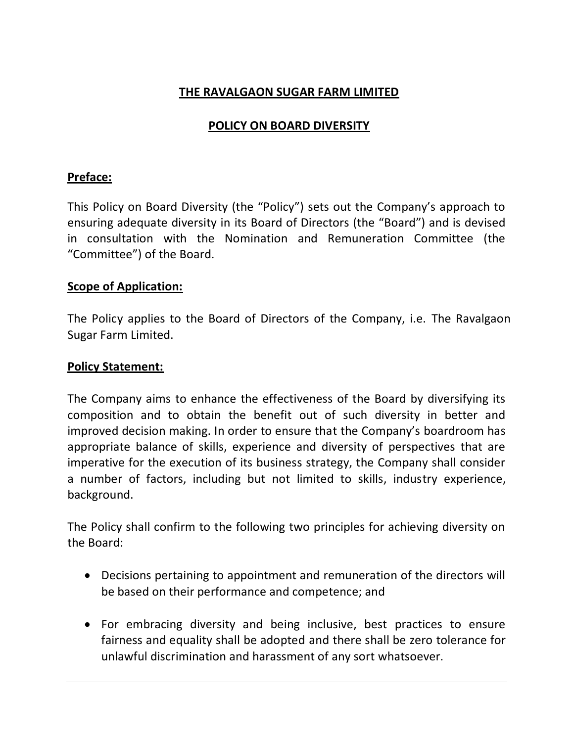# THE RAVALGAON SUGAR FARM LIMITED

## POLICY ON BOARD DIVERSITY

### Preface:

This Policy on Board Diversity (the "Policy") sets out the Company's approach to ensuring adequate diversity in its Board of Directors (the "Board") and is devised in consultation with the Nomination and Remuneration Committee (the "Committee") of the Board.

### Scope of Application:

The Policy applies to the Board of Directors of the Company, i.e. The Ravalgaon Sugar Farm Limited.

### Policy Statement:

The Company aims to enhance the effectiveness of the Board by diversifying its composition and to obtain the benefit out of such diversity in better and improved decision making. In order to ensure that the Company's boardroom has appropriate balance of skills, experience and diversity of perspectives that are imperative for the execution of its business strategy, the Company shall consider a number of factors, including but not limited to skills, industry experience, background.

The Policy shall confirm to the following two principles for achieving diversity on the Board:

- Decisions pertaining to appointment and remuneration of the directors will be based on their performance and competence; and
- For embracing diversity and being inclusive, best practices to ensure fairness and equality shall be adopted and there shall be zero tolerance for unlawful discrimination and harassment of any sort whatsoever.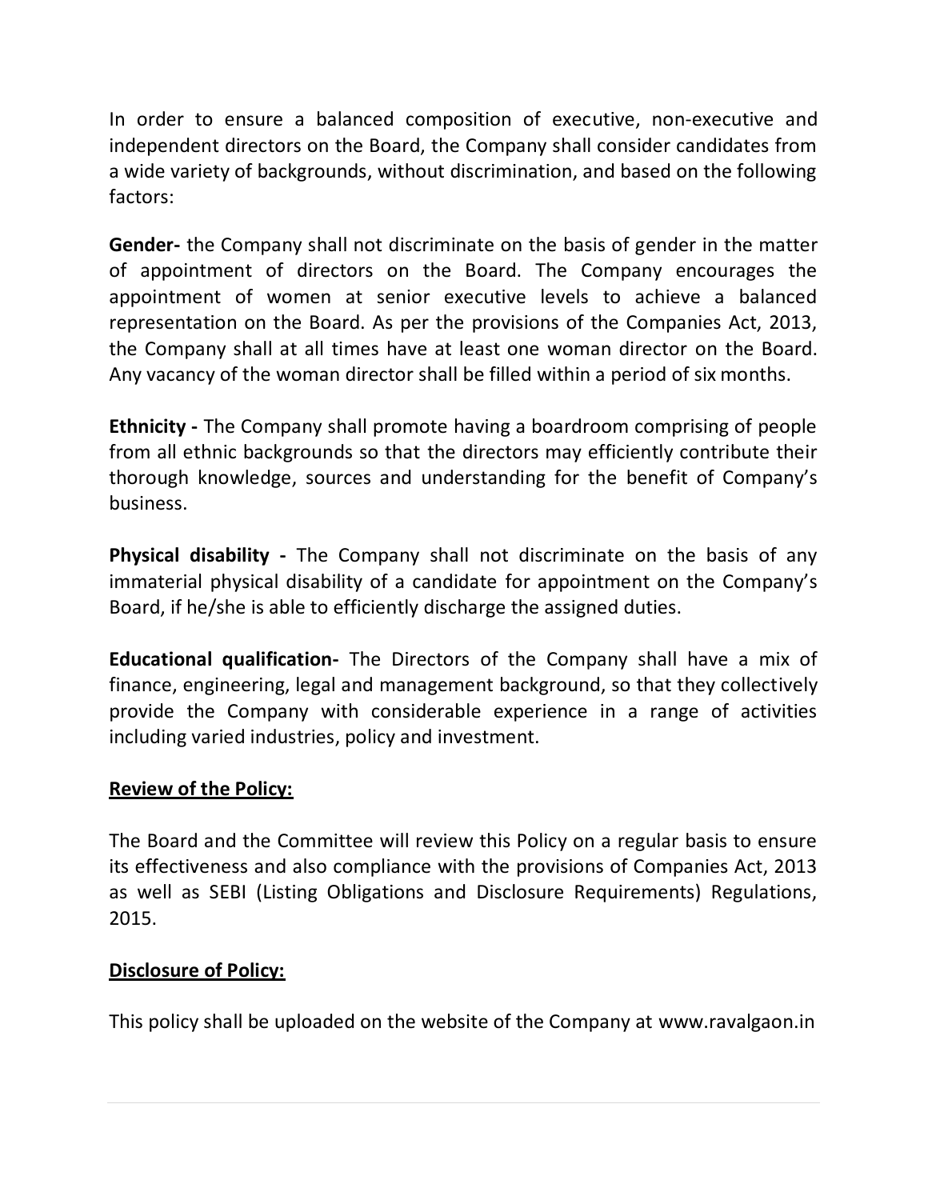In order to ensure a balanced composition of executive, non-executive and independent directors on the Board, the Company shall consider candidates from a wide variety of backgrounds, without discrimination, and based on the following factors:

**Gender-** the Company shall not discriminate on the basis of gender in the matter of appointment of directors on the Board. The Company encourages the appointment of women at senior executive levels to achieve a balanced representation on the Board. As per the provisions of the Companies Act, 2013, the Company shall at all times have at least one woman director on the Board. Any vacancy of the woman director shall be filled within a period of six months.

**Ethnicity -** The Company shall promote having a boardroom comprising of people from all ethnic backgrounds so that the directors may efficiently contribute their thorough knowledge, sources and understanding for the benefit of Company's business.

**Physical disability -** The Company shall not discriminate on the basis of any immaterial physical disability of a candidate for appointment on the Company's Board, if he/she is able to efficiently discharge the assigned duties.

**Educational qualification-** The Directors of the Company shall have a mix of finance, engineering, legal and management background, so that they collectively provide the Company with considerable experience in a range of activities including varied industries, policy and investment.

**<u>Review of the Policy:</u>**

The Board and the Committee will review this Policy on a regular basis to ensure its effectiveness and also compliance with the provisions of Companies Act, 2013 as well as SEBI (Listing Obligations and Disclosure Requirements) Regulations, 2015.

**<u>Disclosure of Policy:</u>**

This policy shall be uploaded on the website of the Company at www.ravalgaon.in